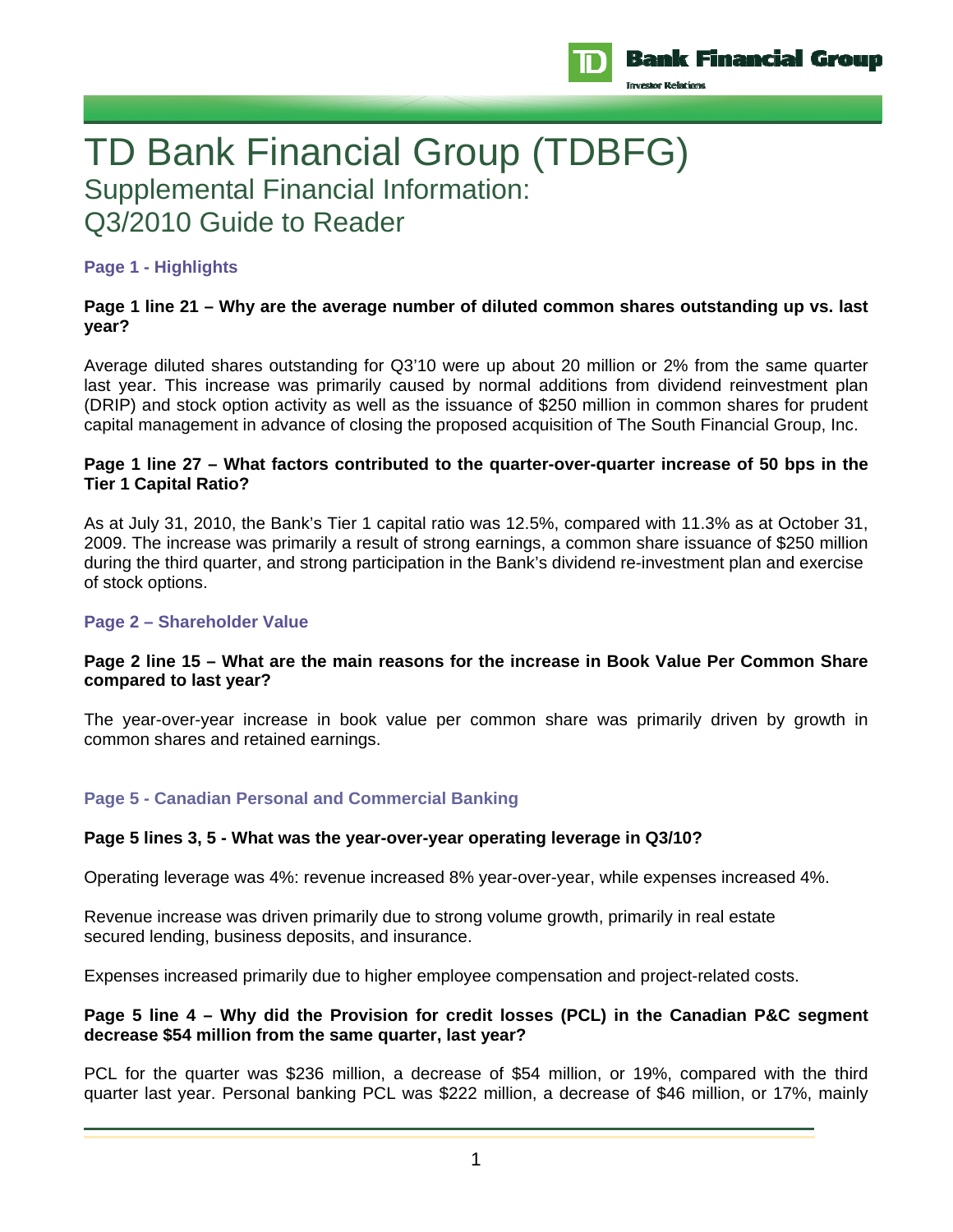# TD Bank Financial Group (TDBFG)

## Supplemental Financial Information:
## Q3/2010 Guide to Reader

### Page 1 - Highlights

**Page 1 line 21 – Why are the average number of diluted common shares outstanding up vs. last year?**

Average diluted shares outstanding for Q3'10 were up about 20 million or 2% from the same quarter last year. This increase was primarily caused by normal additions from dividend reinvestment plan (DRIP) and stock option activity as well as the issuance of $250 million in common shares for prudent capital management in advance of closing the proposed acquisition of The South Financial Group, Inc.

**Page 1 line 27 – What factors contributed to the quarter-over-quarter increase of 50 bps in the Tier 1 Capital Ratio?**

As at July 31, 2010, the Bank's Tier 1 capital ratio was 12.5%, compared with 11.3% as at October 31, 2009. The increase was primarily a result of strong earnings, a common share issuance of $250 million during the third quarter, and strong participation in the Bank's dividend re-investment plan and exercise of stock options.

### Page 2 – Shareholder Value

**Page 2 line 15 – What are the main reasons for the increase in Book Value Per Common Share compared to last year?**

The year-over-year increase in book value per common share was primarily driven by growth in common shares and retained earnings.

### Page 5 - Canadian Personal and Commercial Banking

**Page 5 lines 3, 5 - What was the year-over-year operating leverage in Q3/10?**

Operating leverage was 4%: revenue increased 8% year-over-year, while expenses increased 4%.

Revenue increase was driven primarily due to strong volume growth, primarily in real estate secured lending, business deposits, and insurance.

Expenses increased primarily due to higher employee compensation and project-related costs.

**Page 5 line 4 – Why did the Provision for credit losses (PCL) in the Canadian P&C segment decrease $54 million from the same quarter, last year?**

PCL for the quarter was $236 million, a decrease of $54 million, or 19%, compared with the third quarter last year. Personal banking PCL was $222 million, a decrease of $46 million, or 17%, mainly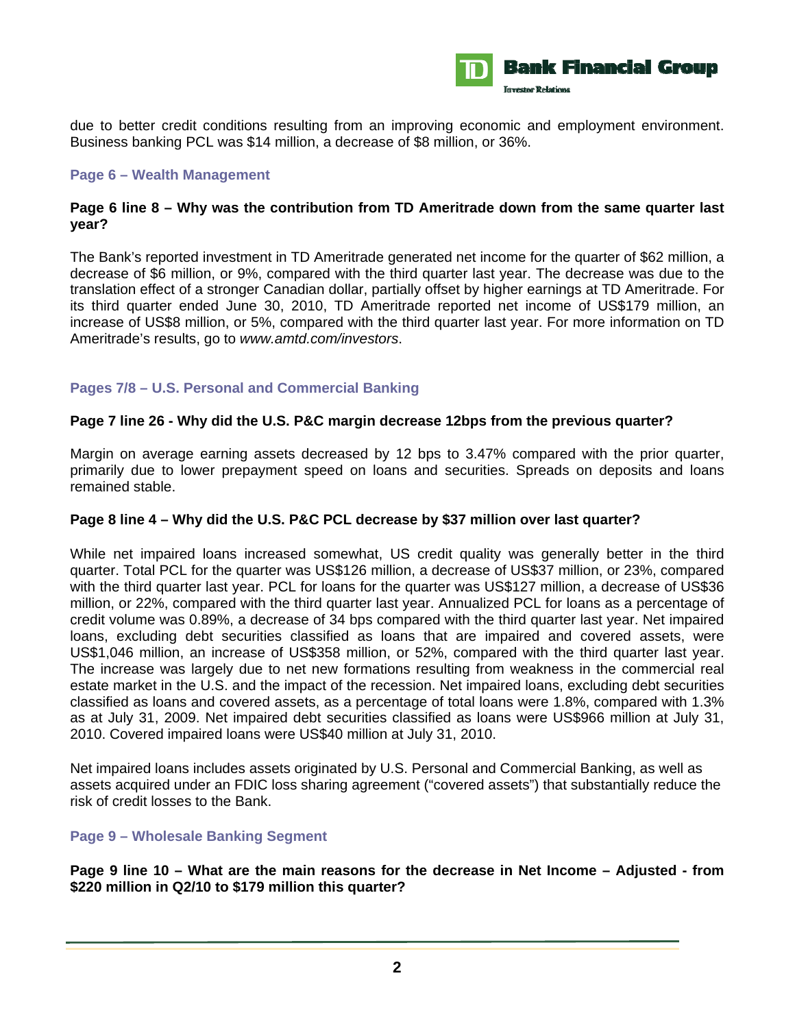due to better credit conditions resulting from an improving economic and employment environment. Business banking PCL was $14 million, a decrease of $8 million, or 36%.

## Page 6 – Wealth Management

**Page 6 line 8 – Why was the contribution from TD Ameritrade down from the same quarter last year?**

The Bank's reported investment in TD Ameritrade generated net income for the quarter of $62 million, a decrease of $6 million, or 9%, compared with the third quarter last year. The decrease was due to the translation effect of a stronger Canadian dollar, partially offset by higher earnings at TD Ameritrade. For its third quarter ended June 30, 2010, TD Ameritrade reported net income of US$179 million, an increase of US$8 million, or 5%, compared with the third quarter last year. For more information on TD Ameritrade's results, go to *www.amtd.com/investors*.

## Pages 7/8 – U.S. Personal and Commercial Banking

**Page 7 line 26 - Why did the U.S. P&C margin decrease 12bps from the previous quarter?**

Margin on average earning assets decreased by 12 bps to 3.47% compared with the prior quarter, primarily due to lower prepayment speed on loans and securities. Spreads on deposits and loans remained stable.

**Page 8 line 4 – Why did the U.S. P&C PCL decrease by $37 million over last quarter?**

While net impaired loans increased somewhat, US credit quality was generally better in the third quarter. Total PCL for the quarter was US$126 million, a decrease of US$37 million, or 23%, compared with the third quarter last year. PCL for loans for the quarter was US$127 million, a decrease of US$36 million, or 22%, compared with the third quarter last year. Annualized PCL for loans as a percentage of credit volume was 0.89%, a decrease of 34 bps compared with the third quarter last year. Net impaired loans, excluding debt securities classified as loans that are impaired and covered assets, were US$1,046 million, an increase of US$358 million, or 52%, compared with the third quarter last year. The increase was largely due to net new formations resulting from weakness in the commercial real estate market in the U.S. and the impact of the recession. Net impaired loans, excluding debt securities classified as loans and covered assets, as a percentage of total loans were 1.8%, compared with 1.3% as at July 31, 2009. Net impaired debt securities classified as loans were US$966 million at July 31, 2010. Covered impaired loans were US$40 million at July 31, 2010.

Net impaired loans includes assets originated by U.S. Personal and Commercial Banking, as well as assets acquired under an FDIC loss sharing agreement ("covered assets") that substantially reduce the risk of credit losses to the Bank.

## Page 9 – Wholesale Banking Segment

**Page 9 line 10 – What are the main reasons for the decrease in Net Income – Adjusted - from $220 million in Q2/10 to $179 million this quarter?**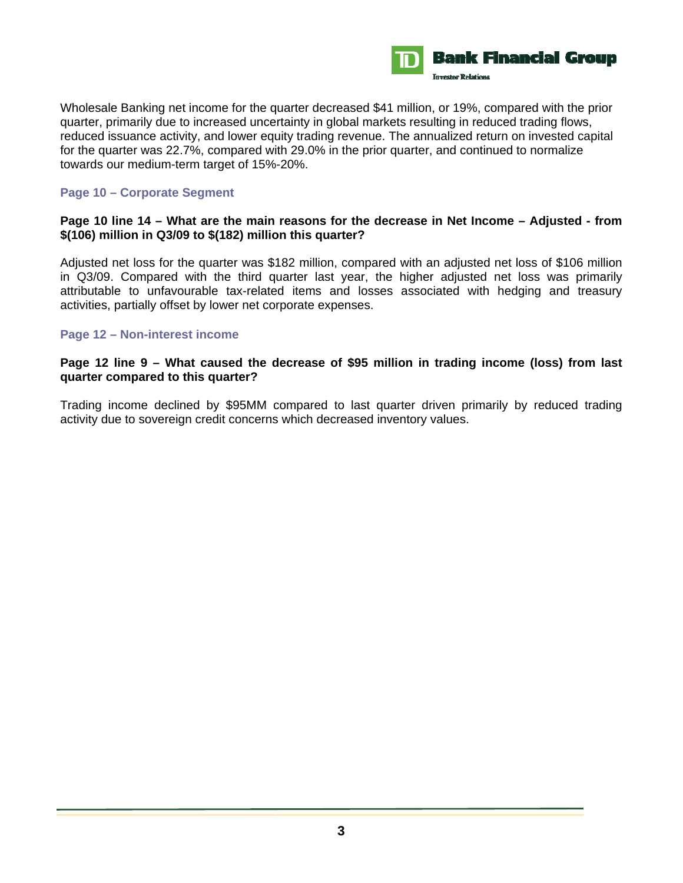Wholesale Banking net income for the quarter decreased $41 million, or 19%, compared with the prior quarter, primarily due to increased uncertainty in global markets resulting in reduced trading flows, reduced issuance activity, and lower equity trading revenue. The annualized return on invested capital for the quarter was 22.7%, compared with 29.0% in the prior quarter, and continued to normalize towards our medium-term target of 15%-20%.

## Page 10 – Corporate Segment

**Page 10 line 14 – What are the main reasons for the decrease in Net Income – Adjusted - from $(106) million in Q3/09 to $(182) million this quarter?**

Adjusted net loss for the quarter was $182 million, compared with an adjusted net loss of $106 million in Q3/09. Compared with the third quarter last year, the higher adjusted net loss was primarily attributable to unfavourable tax-related items and losses associated with hedging and treasury activities, partially offset by lower net corporate expenses.

## Page 12 – Non-interest income

**Page 12 line 9 – What caused the decrease of $95 million in trading income (loss) from last quarter compared to this quarter?**

Trading income declined by $95MM compared to last quarter driven primarily by reduced trading activity due to sovereign credit concerns which decreased inventory values.